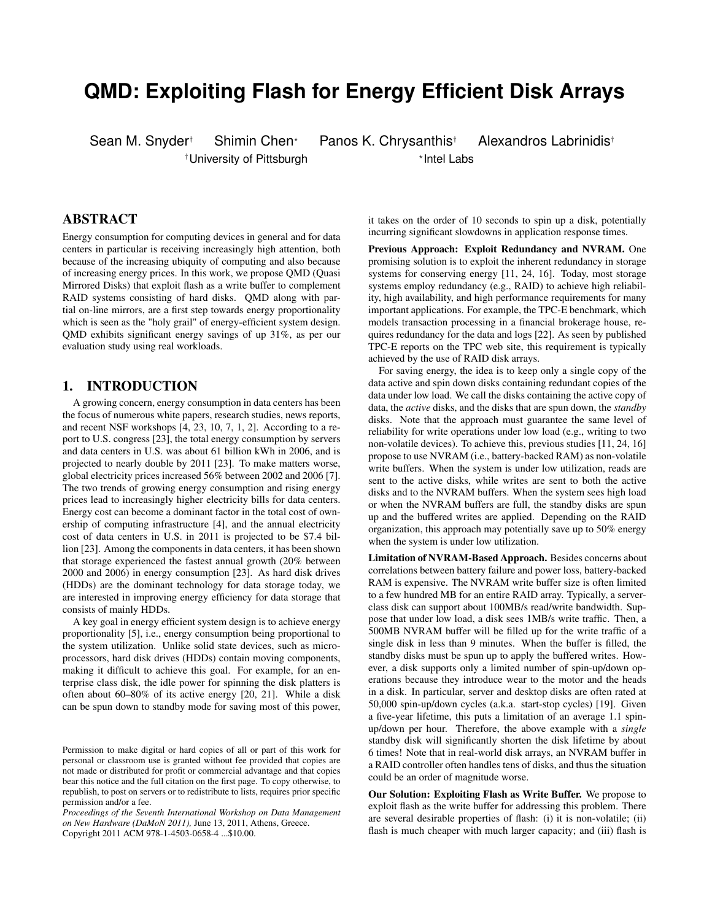# QMD: Exploiting Flash for Energy Efficient Disk Arrays

Sean M. Snyder[†] Shimin Chen[⋆] Panos K. Chrysanthis[†] Alexandros Labrinidis[†]

[†]University of Pittsburgh [⋆]Intel Labs

## ABSTRACT

Energy consumption for computing devices in general and for data centers in particular is receiving increasingly high attention, both because of the increasing ubiquity of computing and also because of increasing energy prices. In this work, we propose QMD (Quasi Mirrored Disks) that exploit flash as a write buffer to complement RAID systems consisting of hard disks. QMD along with partial on-line mirrors, are a first step towards energy proportionality which is seen as the "holy grail" of energy-efficient system design. QMD exhibits significant energy savings of up 31%, as per our evaluation study using real workloads.

## 1. INTRODUCTION

A growing concern, energy consumption in data centers has been the focus of numerous white papers, research studies, news reports, and recent NSF workshops [4, 23, 10, 7, 1, 2]. According to a report to U.S. congress [23], the total energy consumption by servers and data centers in U.S. was about 61 billion kWh in 2006, and is projected to nearly double by 2011 [23]. To make matters worse, global electricity prices increased 56% between 2002 and 2006 [7]. The two trends of growing energy consumption and rising energy prices lead to increasingly higher electricity bills for data centers. Energy cost can become a dominant factor in the total cost of ownership of computing infrastructure [4], and the annual electricity cost of data centers in U.S. in 2011 is projected to be $7.4 billion [23]. Among the components in data centers, it has been shown that storage experienced the fastest annual growth (20% between 2000 and 2006) in energy consumption [23]. As hard disk drives (HDDs) are the dominant technology for data storage today, we are interested in improving energy efficiency for data storage that consists of mainly HDDs.

A key goal in energy efficient system design is to achieve energy proportionality [5], i.e., energy consumption being proportional to the system utilization. Unlike solid state devices, such as microprocessors, hard disk drives (HDDs) contain moving components, making it difficult to achieve this goal. For example, for an enterprise class disk, the idle power for spinning the disk platters is often about 60–80% of its active energy [20, 21]. While a disk can be spun down to standby mode for saving most of this power, it takes on the order of 10 seconds to spin up a disk, potentially incurring significant slowdowns in application response times.

**Previous Approach: Exploit Redundancy and NVRAM.** One promising solution is to exploit the inherent redundancy in storage systems for conserving energy [11, 24, 16]. Today, most storage systems employ redundancy (e.g., RAID) to achieve high reliability, high availability, and high performance requirements for many important applications. For example, the TPC-E benchmark, which models transaction processing in a financial brokerage house, requires redundancy for the data and logs [22]. As seen by published TPC-E reports on the TPC web site, this requirement is typically achieved by the use of RAID disk arrays.

For saving energy, the idea is to keep only a single copy of the data active and spin down disks containing redundant copies of the data under low load. We call the disks containing the active copy of data, the *active* disks, and the disks that are spun down, the *standby* disks. Note that the approach must guarantee the same level of reliability for write operations under low load (e.g., writing to two non-volatile devices). To achieve this, previous studies [11, 24, 16] propose to use NVRAM (i.e., battery-backed RAM) as non-volatile write buffers. When the system is under low utilization, reads are sent to the active disks, while writes are sent to both the active disks and to the NVRAM buffers. When the system sees high load or when the NVRAM buffers are full, the standby disks are spun up and the buffered writes are applied. Depending on the RAID organization, this approach may potentially save up to 50% energy when the system is under low utilization.

**Limitation of NVRAM-Based Approach.** Besides concerns about correlations between battery failure and power loss, battery-backed RAM is expensive. The NVRAM write buffer size is often limited to a few hundred MB for an entire RAID array. Typically, a server-class disk can support about 100MB/s read/write bandwidth. Suppose that under low load, a disk sees 1MB/s write traffic. Then, a 500MB NVRAM buffer will be filled up for the write traffic of a single disk in less than 9 minutes. When the buffer is filled, the standby disks must be spun up to apply the buffered writes. However, a disk supports only a limited number of spin-up/down operations because they introduce wear to the motor and the heads in a disk. In particular, server and desktop disks are often rated at 50,000 spin-up/down cycles (a.k.a. start-stop cycles) [19]. Given a five-year lifetime, this puts a limitation of an average 1.1 spin-up/down per hour. Therefore, the above example with a *single* standby disk will significantly shorten the disk lifetime by about 6 times! Note that in real-world disk arrays, an NVRAM buffer in a RAID controller often handles tens of disks, and thus the situation could be an order of magnitude worse.

**Our Solution: Exploiting Flash as Write Buffer.** We propose to exploit flash as the write buffer for addressing this problem. There are several desirable properties of flash: (i) it is non-volatile; (ii) flash is much cheaper with much larger capacity; and (iii) flash is

Permission to make digital or hard copies of all or part of this work for personal or classroom use is granted without fee provided that copies are not made or distributed for profit or commercial advantage and that copies bear this notice and the full citation on the first page. To copy otherwise, to republish, to post on servers or to redistribute to lists, requires prior specific permission and/or a fee.
*Proceedings of the Seventh International Workshop on Data Management on New Hardware (DaMoN 2011),* June 13, 2011, Athens, Greece.
Copyright 2011 ACM 978-1-4503-0658-4 ...$10.00.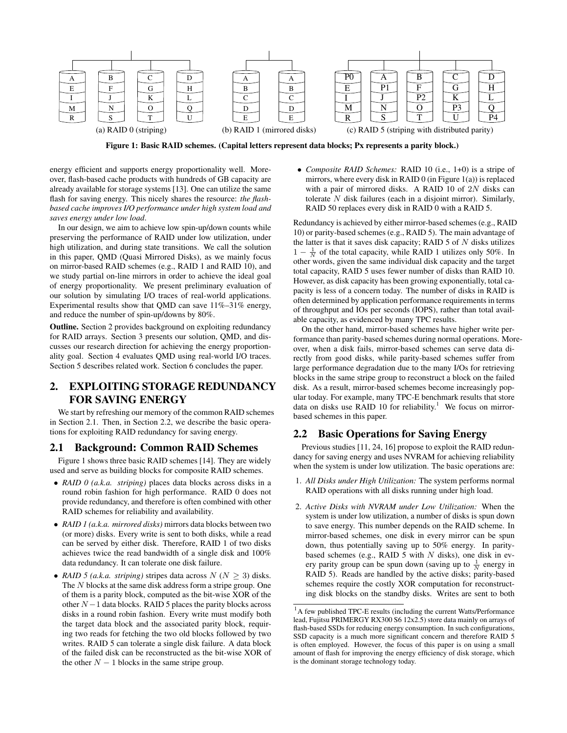(a) RAID 0 (striping) (b) RAID 1 (mirrored disks) (c) RAID 5 (striping with distributed parity)

**Figure 1: Basic RAID schemes. (Capital letters represent data blocks; Px represents a parity block.)**

energy efficient and supports energy proportionality well. Moreover, flash-based cache products with hundreds of GB capacity are already available for storage systems [13]. One can utilize the same flash for saving energy. This nicely shares the resource: *the flash-based cache improves I/O performance under high system load and saves energy under low load*.

In our design, we aim to achieve low spin-up/down counts while preserving the performance of RAID under low utilization, under high utilization, and during state transitions. We call the solution in this paper, QMD (Quasi Mirrored Disks), as we mainly focus on mirror-based RAID schemes (e.g., RAID 1 and RAID 10), and we study partial on-line mirrors in order to achieve the ideal goal of energy proportionality. We present preliminary evaluation of our solution by simulating I/O traces of real-world applications. Experimental results show that QMD can save 11%–31% energy, and reduce the number of spin-up/downs by 80%.

**Outline.** Section 2 provides background on exploiting redundancy for RAID arrays. Section 3 presents our solution, QMD, and discusses our research direction for achieving the energy proportionality goal. Section 4 evaluates QMD using real-world I/O traces. Section 5 describes related work. Section 6 concludes the paper.

## 2. EXPLOITING STORAGE REDUNDANCY FOR SAVING ENERGY

We start by refreshing our memory of the common RAID schemes in Section 2.1. Then, in Section 2.2, we describe the basic operations for exploiting RAID redundancy for saving energy.

### 2.1 Background: Common RAID Schemes

Figure 1 shows three basic RAID schemes [14]. They are widely used and serve as building blocks for composite RAID schemes.

- *RAID 0 (a.k.a. striping)* places data blocks across disks in a round robin fashion for high performance. RAID 0 does not provide redundancy, and therefore is often combined with other RAID schemes for reliability and availability.
- *RAID 1 (a.k.a. mirrored disks)* mirrors data blocks between two (or more) disks. Every write is sent to both disks, while a read can be served by either disk. Therefore, RAID 1 of two disks achieves twice the read bandwidth of a single disk and 100% data redundancy. It can tolerate one disk failure.
- *RAID 5 (a.k.a. striping)* stripes data across $N$ ($N \geq 3$) disks. The $N$ blocks at the same disk address form a stripe group. One of them is a parity block, computed as the bit-wise XOR of the other $N-1$ data blocks. RAID 5 places the parity blocks across disks in a round robin fashion. Every write must modify both the target data block and the associated parity block, requiring two reads for fetching the two old blocks followed by two writes. RAID 5 can tolerate a single disk failure. A data block of the failed disk can be reconstructed as the bit-wise XOR of the other $N-1$ blocks in the same stripe group.
- *Composite RAID Schemes:* RAID 10 (i.e., 1+0) is a stripe of mirrors, where every disk in RAID 0 (in Figure 1(a)) is replaced with a pair of mirrored disks. A RAID 10 of $2N$ disks can tolerate $N$ disk failures (each in a disjoint mirror). Similarly, RAID 50 replaces every disk in RAID 0 with a RAID 5.

Redundancy is achieved by either mirror-based schemes (e.g., RAID 10) or parity-based schemes (e.g., RAID 5). The main advantage of the latter is that it saves disk capacity; RAID 5 of $N$ disks utilizes $1 - \frac{1}{N}$ of the total capacity, while RAID 1 utilizes only 50%. In other words, given the same individual disk capacity and the target total capacity, RAID 5 uses fewer number of disks than RAID 10. However, as disk capacity has been growing exponentially, total capacity is less of a concern today. The number of disks in RAID is often determined by application performance requirements in terms of throughput and IOs per seconds (IOPS), rather than total available capacity, as evidenced by many TPC results.

On the other hand, mirror-based schemes have higher write performance than parity-based schemes during normal operations. Moreover, when a disk fails, mirror-based schemes can serve data directly from good disks, while parity-based schemes suffer from large performance degradation due to the many I/Os for retrieving blocks in the same stripe group to reconstruct a block on the failed disk. As a result, mirror-based schemes become increasingly popular today. For example, many TPC-E benchmark results that store data on disks use RAID 10 for reliability.[1] We focus on mirror-based schemes in this paper.

### 2.2 Basic Operations for Saving Energy

Previous studies [11, 24, 16] propose to exploit the RAID redundancy for saving energy and uses NVRAM for achieving reliability when the system is under low utilization. The basic operations are:

1. *All Disks under High Utilization:* The system performs normal RAID operations with all disks running under high load.
2. *Active Disks with NVRAM under Low Utilization:* When the system is under low utilization, a number of disks is spun down to save energy. This number depends on the RAID scheme. In mirror-based schemes, one disk in every mirror can be spun down, thus potentially saving up to 50% energy. In parity-based schemes (e.g., RAID 5 with $N$ disks), one disk in every parity group can be spun down (saving up to $\frac{1}{N}$ energy in RAID 5). Reads are handled by the active disks; parity-based schemes require the costly XOR computation for reconstructing disk blocks on the standby disks. Writes are sent to both

[1] A few published TPC-E results (including the current Watts/Performance lead, Fujitsu PRIMERGY RX300 S6 12x2.5) store data mainly on arrays of flash-based SSDs for reducing energy consumption. In such configurations, SSD capacity is a much more significant concern and therefore RAID 5 is often employed. However, the focus of this paper is on using a small amount of flash for improving the energy efficiency of disk storage, which is the dominant storage technology today.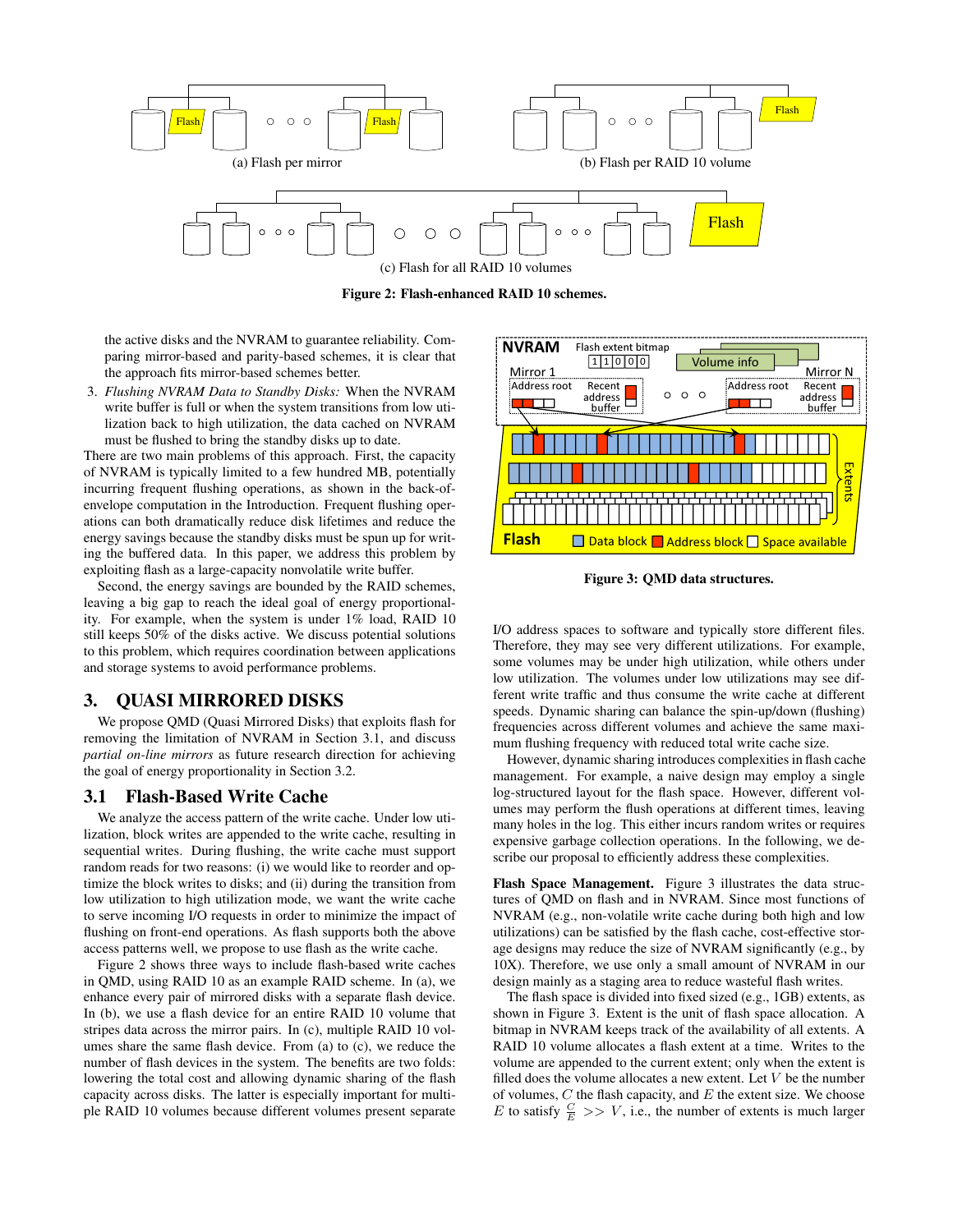Figure 2: Flash-enhanced RAID 10 schemes.

the active disks and the NVRAM to guarantee reliability. Comparing mirror-based and parity-based schemes, it is clear that the approach fits mirror-based schemes better.

3. *Flushing NVRAM Data to Standby Disks:* When the NVRAM write buffer is full or when the system transitions from low utilization back to high utilization, the data cached on NVRAM must be flushed to bring the standby disks up to date.

There are two main problems of this approach. First, the capacity of NVRAM is typically limited to a few hundred MB, potentially incurring frequent flushing operations, as shown in the back-of-envelope computation in the Introduction. Frequent flushing operations can both dramatically reduce disk lifetimes and reduce the energy savings because the standby disks must be spun up for writing the buffered data. In this paper, we address this problem by exploiting flash as a large-capacity nonvolatile write buffer.

Second, the energy savings are bounded by the RAID schemes, leaving a big gap to reach the ideal goal of energy proportionality. For example, when the system is under 1% load, RAID 10 still keeps 50% of the disks active. We discuss potential solutions to this problem, which requires coordination between applications and storage systems to avoid performance problems.

## 3. QUASI MIRRORED DISKS

We propose QMD (Quasi Mirrored Disks) that exploits flash for removing the limitation of NVRAM in Section 3.1, and discuss *partial on-line mirrors* as future research direction for achieving the goal of energy proportionality in Section 3.2.

### 3.1 Flash-Based Write Cache

We analyze the access pattern of the write cache. Under low utilization, block writes are appended to the write cache, resulting in sequential writes. During flushing, the write cache must support random reads for two reasons: (i) we would like to reorder and optimize the block writes to disks; and (ii) during the transition from low utilization to high utilization mode, we want the write cache to serve incoming I/O requests in order to minimize the impact of flushing on front-end operations. As flash supports both the above access patterns well, we propose to use flash as the write cache.

Figure 2 shows three ways to include flash-based write caches in QMD, using RAID 10 as an example RAID scheme. In (a), we enhance every pair of mirrored disks with a separate flash device. In (b), we use a flash device for an entire RAID 10 volume that stripes data across the mirror pairs. In (c), multiple RAID 10 volumes share the same flash device. From (a) to (c), we reduce the number of flash devices in the system. The benefits are two folds: lowering the total cost and allowing dynamic sharing of the flash capacity across disks. The latter is especially important for multiple RAID 10 volumes because different volumes present separate I/O address spaces to software and typically store different files. Therefore, they may see very different utilizations. For example, some volumes may be under high utilization, while others under low utilization. The volumes under low utilizations may see different write traffic and thus consume the write cache at different speeds. Dynamic sharing can balance the spin-up/down (flushing) frequencies across different volumes and achieve the same maximum flushing frequency with reduced total write cache size.

Figure 3: QMD data structures.

However, dynamic sharing introduces complexities in flash cache management. For example, a naive design may employ a single log-structured layout for the flash space. However, different volumes may perform the flush operations at different times, leaving many holes in the log. This either incurs random writes or requires expensive garbage collection operations. In the following, we describe our proposal to efficiently address these complexities.

**Flash Space Management.** Figure 3 illustrates the data structures of QMD on flash and in NVRAM. Since most functions of NVRAM (e.g., non-volatile write cache during both high and low utilizations) can be satisfied by the flash cache, cost-effective storage designs may reduce the size of NVRAM significantly (e.g., by 10X). Therefore, we use only a small amount of NVRAM in our design mainly as a staging area to reduce wasteful flash writes.

The flash space is divided into fixed sized (e.g., 1GB) extents, as shown in Figure 3. Extent is the unit of flash space allocation. A bitmap in NVRAM keeps track of the availability of all extents. A RAID 10 volume allocates a flash extent at a time. Writes to the volume are appended to the current extent; only when the extent is filled does the volume allocates a new extent. Let $V$ be the number of volumes, $C$ the flash capacity, and $E$ the extent size. We choose $E$ to satisfy $\frac{C}{E} >> V$, i.e., the number of extents is much larger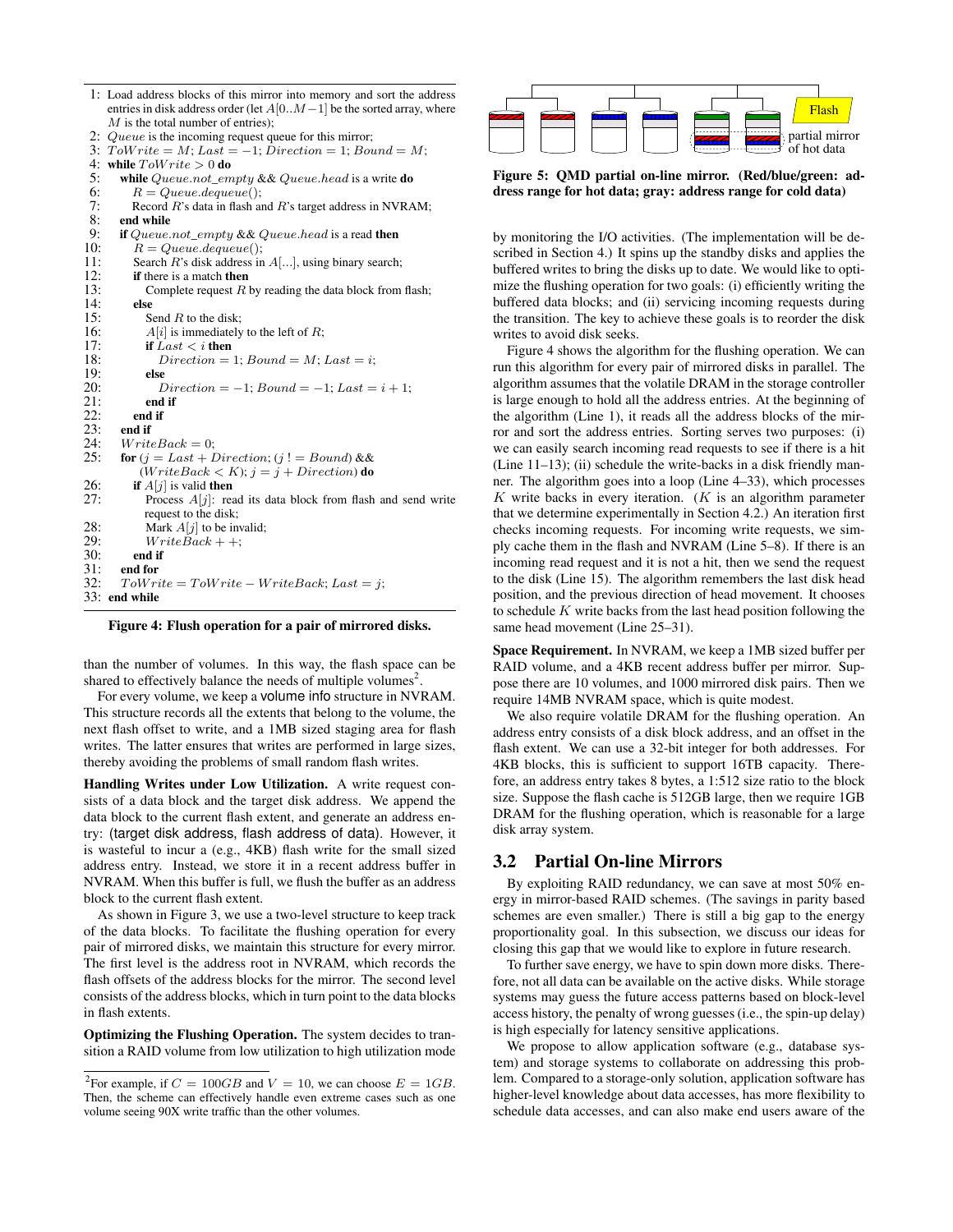```
1: Load address blocks of this mirror into memory and sort the address
   entries in disk address order (let A[0..M−1] be the sorted array, where
   M is the total number of entries);
2: Queue is the incoming request queue for this mirror;
3: ToWrite = M; Last = −1; Direction = 1; Bound = M;
4: while ToWrite > 0 do
5:   while Queue.not_empty && Queue.head is a write do
6:     R = Queue.dequeue();
7:     Record R's data in flash and R's target address in NVRAM;
8:   end while
9:   if Queue.not_empty && Queue.head is a read then
10:    R = Queue.dequeue();
11:    Search R's disk address in A[...], using binary search;
12:    if there is a match then
13:      Complete request R by reading the data block from flash;
14:    else
15:      Send R to the disk;
16:      A[i] is immediately to the left of R;
17:      if Last < i then
18:        Direction = 1; Bound = M; Last = i;
19:      else
20:        Direction = −1; Bound = −1; Last = i + 1;
21:      end if
22:    end if
23:  end if
24:  WriteBack = 0;
25:  for (j = Last + Direction; (j != Bound) &&
        (WriteBack < K); j = j + Direction) do
26:    if A[j] is valid then
27:      Process A[j]: read its data block from flash and send write
         request to the disk;
28:      Mark A[j] to be invalid;
29:      WriteBack++;
30:    end if
31:  end for
32:  ToWrite = ToWrite − WriteBack; Last = j;
33: end while
```

**Figure 4: Flush operation for a pair of mirrored disks.**

than the number of volumes. In this way, the flash space can be shared to effectively balance the needs of multiple volumes[2].

For every volume, we keep a volume info structure in NVRAM. This structure records all the extents that belong to the volume, the next flash offset to write, and a 1MB sized staging area for flash writes. The latter ensures that writes are performed in large sizes, thereby avoiding the problems of small random flash writes.

**Handling Writes under Low Utilization.** A write request consists of a data block and the target disk address. We append the data block to the current flash extent, and generate an address entry: (target disk address, flash address of data). However, it is wasteful to incur a (e.g., 4KB) flash write for the small sized address entry. Instead, we store it in a recent address buffer in NVRAM. When this buffer is full, we flush the buffer as an address block to the current flash extent.

As shown in Figure 3, we use a two-level structure to keep track of the data blocks. To facilitate the flushing operation for every pair of mirrored disks, we maintain this structure for every mirror. The first level is the address root in NVRAM, which records the flash offsets of the address blocks for the mirror. The second level consists of the address blocks, which in turn point to the data blocks in flash extents.

**Optimizing the Flushing Operation.** The system decides to transition a RAID volume from low utilization to high utilization mode by monitoring the I/O activities. (The implementation will be described in Section 4.) It spins up the standby disks and applies the buffered writes to bring the disks up to date. We would like to optimize the flushing operation for two goals: (i) efficiently writing the data blocks; and (ii) servicing incoming requests during the transition. The key to achieve these goals is to reorder the disk writes to avoid disk seeks.

Figure 4 shows the algorithm for the flushing operation. We can run this algorithm for every pair of mirrored disks in parallel. The algorithm assumes that the volatile DRAM in the storage controller is large enough to hold all the address entries. At the beginning of the algorithm (Line 1), it reads all the address blocks of the mirror and sort the address entries. Sorting serves two purposes: (i) we can easily search incoming read requests to see if there is a hit (Line 11–13); (ii) schedule the write-backs in a disk friendly manner. The algorithm goes into a loop (Line 4–33), which processes $K$ write backs in every iteration. ($K$ is an algorithm parameter that we determine experimentally in Section 4.2.) An iteration first checks incoming requests. For incoming write requests, we simply cache them in the flash and NVRAM (Line 5–8). If there is an incoming read request and it is not a hit, then we send the request to the disk (Line 15). The algorithm remembers the last disk head position, and the previous direction of head movement. It chooses to schedule $K$ write backs from the last head position following the same head movement (Line 25–31).

**Space Requirement.** In NVRAM, we keep a 1MB sized buffer per RAID volume, and a 4KB recent address buffer per mirror. Suppose there are 10 volumes, and 1000 mirrored disk pairs. Then we require 14MB NVRAM space, which is quite modest.

We also require volatile DRAM for the flushing operation. An address entry consists of a disk block address, and an offset in the flash extent. We can use a 32-bit integer for both addresses. For 4KB blocks, this is sufficient to support 16TB capacity. Therefore, an address entry takes 8 bytes, a 1:512 size ratio to the block size. Suppose the flash cache is 512GB large, then we require 1GB DRAM for the flushing operation, which is reasonable for a large disk array system.

Flash

partial mirror of hot data

**Figure 5: QMD partial on-line mirror. (Red/blue/green: address range for hot data; gray: address range for cold data)**

## 3.2 Partial On-line Mirrors

By exploiting RAID redundancy, we can save at most 50% energy in mirror-based RAID schemes. (The savings in parity based schemes are even smaller.) There is still a big gap to the energy proportionality goal. In this subsection, we discuss our ideas for closing this gap that we would like to explore in future research.

To further save energy, we have to spin down more disks. Therefore, not all data can be available on the active disks. While storage systems may guess the future access patterns based on block-level access history, the penalty of wrong guesses (i.e., the spin-up delay) is high especially for latency sensitive applications.

We propose to allow application software (e.g., database system) and storage systems to collaborate on addressing this problem. Compared to a storage-only solution, application software has higher-level knowledge about data accesses, has more flexibility to schedule data accesses, and can also make end users aware of the

[2] For example, if $C = 100GB$ and $V = 10$, we can choose $E = 1GB$. Then, the scheme can effectively handle even extreme cases such as one volume seeing 90X write traffic than the other volumes.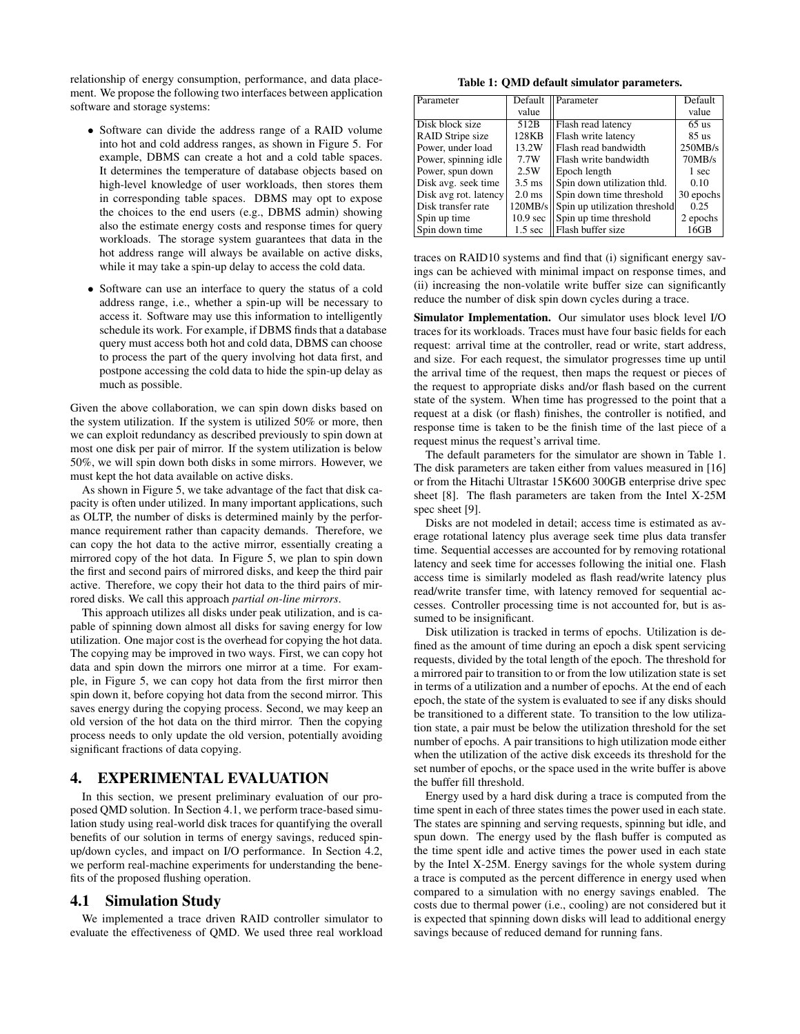relationship of energy consumption, performance, and data placement. We propose the following two interfaces between application software and storage systems:

- Software can divide the address range of a RAID volume into hot and cold address ranges, as shown in Figure 5. For example, DBMS can create a hot and a cold table spaces. It determines the temperature of database objects based on high-level knowledge of user workloads, then stores them in corresponding table spaces. DBMS may opt to expose the choices to the end users (e.g., DBMS admin) showing also the estimate energy costs and response times for query workloads. The storage system guarantees that data in the hot address range will always be available on active disks, while it may take a spin-up delay to access the cold data.
- Software can use an interface to query the status of a cold address range, i.e., whether a spin-up will be necessary to access it. Software may use this information to intelligently schedule its work. For example, if DBMS finds that a database query must access both hot and cold data, DBMS can choose to process the part of the query involving hot data first, and postpone accessing the cold data to hide the spin-up delay as much as possible.

Given the above collaboration, we can spin down disks based on the system utilization. If the system is utilized 50% or more, then we can exploit redundancy as described previously to spin down at most one disk per pair of mirror. If the system utilization is below 50%, we will spin down both disks in some mirrors. However, we must kept the hot data available on active disks.

As shown in Figure 5, we take advantage of the fact that disk capacity is often under utilized. In many important applications, such as OLTP, the number of disks is determined mainly by the performance requirement rather than capacity demands. Therefore, we can copy the hot data to the active mirror, essentially creating a mirrored copy of the hot data. In Figure 5, we plan to spin down the first and second pairs of mirrored disks, and keep the third pair active. Therefore, we copy their hot data to the third pairs of mirrored disks. We call this approach *partial on-line mirrors*.

This approach utilizes all disks under peak utilization, and is capable of spinning down almost all disks for saving energy for low utilization. One major cost is the overhead for copying the hot data. The copying may be improved in two ways. First, we can copy hot data and spin down the mirrors one mirror at a time. For example, in Figure 5, we can copy hot data from the first mirror then spin down it, before copying hot data from the second mirror. This saves energy during the copying process. Second, we may keep an old version of the hot data on the third mirror. Then the copying process needs to only update the old version, potentially avoiding significant fractions of data copying.

## 4. EXPERIMENTAL EVALUATION

In this section, we present preliminary evaluation of our proposed QMD solution. In Section 4.1, we perform trace-based simulation study using real-world disk traces for quantifying the overall benefits of our solution in terms of energy savings, reduced spin-up/down cycles, and impact on I/O performance. In Section 4.2, we perform real-machine experiments for understanding the benefits of the proposed flushing operation.

### 4.1 Simulation Study

We implemented a trace driven RAID controller simulator to evaluate the effectiveness of QMD. We used three real workload traces on RAID10 systems and find that (i) significant energy savings can be achieved with minimal impact on response times, and (ii) increasing the non-volatile write buffer size can significantly reduce the number of disk spin down cycles during a trace.

**Table 1: QMD default simulator parameters.**

| Parameter | Default value | Parameter | Default value |
|---|---|---|---|
| Disk block size | 512B | Flash read latency | 65 us |
| RAID Stripe size | 128KB | Flash write latency | 85 us |
| Power, under load | 13.2W | Flash read bandwidth | 250MB/s |
| Power, spinning idle | 7.7W | Flash write bandwidth | 70MB/s |
| Power, spun down | 2.5W | Epoch length | 1 sec |
| Disk avg. seek time | 3.5 ms | Spin down utilization thld. | 0.10 |
| Disk avg rot. latency | 2.0 ms | Spin down time threshold | 30 epochs |
| Disk transfer rate | 120MB/s | Spin up utilization threshold | 0.25 |
| Spin up time | 10.9 sec | Spin up time threshold | 2 epochs |
| Spin down time | 1.5 sec | Flash buffer size | 16GB |

**Simulator Implementation.** Our simulator uses block level I/O traces for its workloads. Traces must have four basic fields for each request: arrival time at the controller, read or write, start address, and size. For each request, the simulator progresses time up until the arrival time of the request, then maps the request or pieces of the request to appropriate disks and/or flash based on the current state of the system. When time has progressed to the point that a request at a disk (or flash) finishes, the controller is notified, and response time is taken to be the finish time of the last piece of a request minus the request's arrival time.

The default parameters for the simulator are shown in Table 1. The disk parameters are taken either from values measured in [16] or from the Hitachi Ultrastar 15K600 300GB enterprise drive spec sheet [8]. The flash parameters are taken from the Intel X-25M spec sheet [9].

Disks are not modeled in detail; access time is estimated as average rotational latency plus average seek time plus data transfer time. Sequential accesses are accounted for by removing rotational latency and seek time for accesses following the initial one. Flash access time is similarly modeled as flash read/write latency plus read/write transfer time, with latency removed for sequential accesses. Controller processing time is not accounted for, but is assumed to be insignificant.

Disk utilization is tracked in terms of epochs. Utilization is defined as the amount of time during an epoch a disk spent servicing requests, divided by the total length of the epoch. The threshold for a mirrored pair to transition to or from the low utilization state is set in terms of a utilization and a number of epochs. At the end of each epoch, the state of the system is evaluated to see if any disks should be transitioned to a different state. To transition to the low utilization state, a pair must be below the utilization threshold for the set number of epochs. A pair transitions to high utilization mode either when the utilization of the active disk exceeds its threshold for the set number of epochs, or the space used in the write buffer is above the buffer fill threshold.

Energy used by a hard disk during a trace is computed from the time spent in each of three states times the power used in each state. The states are spinning and serving requests, spinning but idle, and spun down. The energy used by the flash buffer is computed as the time spent idle and active times the power used in each state by the Intel X-25M. Energy savings for the whole system during a trace is computed as the percent difference in energy used when compared to a simulation with no energy savings enabled. The costs due to thermal power (i.e., cooling) are not considered but it is expected that spinning down disks will lead to additional energy savings because of reduced demand for running fans.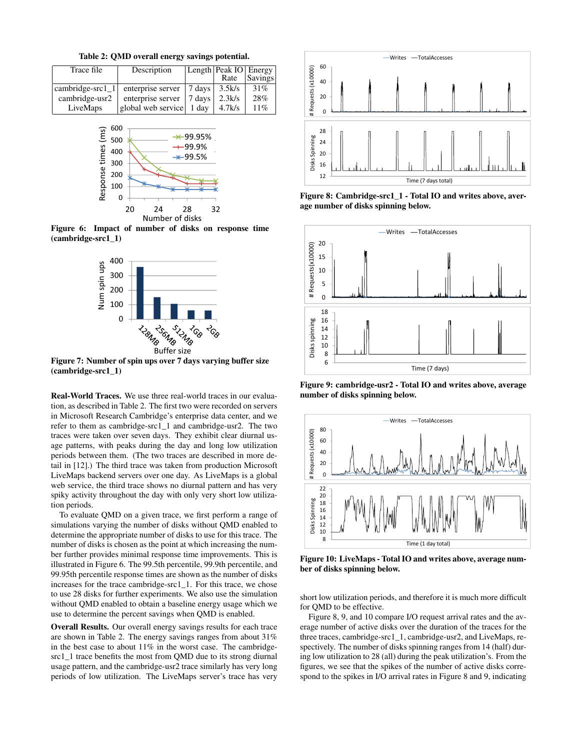**Table 2: QMD overall energy savings potential.**

| Trace file | Description | Length | Peak IO Rate | Energy Savings |
|---|---|---|---|---|
| cambridge-src1_1 | enterprise server | 7 days | 3.5k/s | 31% |
| cambridge-usr2 | enterprise server | 7 days | 2.3k/s | 28% |
| LiveMaps | global web service | 1 day | 4.7k/s | 11% |

**Figure 6: Impact of number of disks on response time (cambridge-src1_1)**

**Figure 7: Number of spin ups over 7 days varying buffer size (cambridge-src1_1)**

**Real-World Traces.** We use three real-world traces in our evaluation, as described in Table 2. The first two were recorded on servers in Microsoft Research Cambridge's enterprise data center, and we refer to them as cambridge-src1_1 and cambridge-usr2. The two traces were taken over seven days. They exhibit clear diurnal usage patterns, with peaks during the day and long low utilization periods between them. (The two traces are described in more detail in [12].) The third trace was taken from production Microsoft LiveMaps backend servers over one day. As LiveMaps is a global web service, the third trace shows no diurnal pattern and has very spiky activity throughout the day with only very short low utilization periods.

To evaluate QMD on a given trace, we first perform a range of simulations varying the number of disks without QMD enabled to determine the appropriate number of disks to use for this trace. The number of disks is chosen as the point at which increasing the number further provides minimal response time improvements. This is illustrated in Figure 6. The 99.5th percentile, 99.9th percentile, and 99.95th percentile response times are shown as the number of disks increases for the trace cambridge-src1_1. For this trace, we chose to use 28 disks for further experiments. We also use the simulation without QMD enabled to obtain a baseline energy usage which we use to determine the percent savings when QMD is enabled.

**Overall Results.** Our overall energy savings results for each trace are shown in Table 2. The energy savings ranges from about 31% in the best case to about 11% in the worst case. The cambridge-src1_1 trace benefits the most from QMD due to its strong diurnal usage pattern, and the cambridge-usr2 trace similarly has very long periods of low utilization. The LiveMaps server's trace has very short low utilization periods, and therefore it is much more difficult for QMD to be effective.

**Figure 8: Cambridge-src1_1 - Total IO and writes above, average number of disks spinning below.**

**Figure 9: cambridge-usr2 - Total IO and writes above, average number of disks spinning below.**

**Figure 10: LiveMaps - Total IO and writes above, average number of disks spinning below.**

Figure 8, 9, and 10 compare I/O request arrival rates and the average number of active disks over the duration of the traces for the three traces, cambridge-src1_1, cambridge-usr2, and LiveMaps, respectively. The number of disks spinning ranges from 14 (half) during low utilization to 28 (all) during the peak utilization's. From the figures, we see that the spikes of the number of active disks correspond to the spikes in I/O arrival rates in Figure 8 and 9, indicating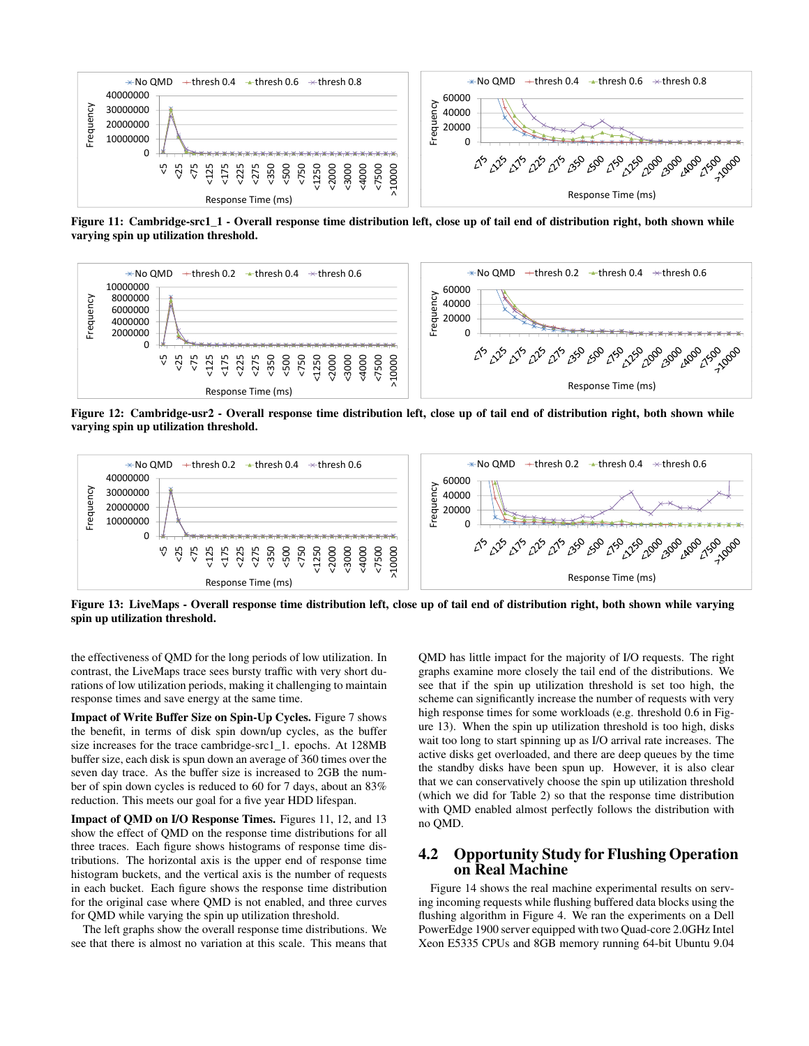Figure 11: Cambridge-src1_1 - Overall response time distribution left, close up of tail end of distribution right, both shown while varying spin up utilization threshold.

Figure 12: Cambridge-usr2 - Overall response time distribution left, close up of tail end of distribution right, both shown while varying spin up utilization threshold.

Figure 13: LiveMaps - Overall response time distribution left, close up of tail end of distribution right, both shown while varying spin up utilization threshold.

the effectiveness of QMD for the long periods of low utilization. In contrast, the LiveMaps trace sees bursty traffic with very short durations of low utilization periods, making it challenging to maintain response times and save energy at the same time.

**Impact of Write Buffer Size on Spin-Up Cycles.** Figure 7 shows the benefit, in terms of disk spin down/up cycles, as the buffer size increases for the trace cambridge-src1_1. epochs. At 128MB buffer size, each disk is spun down an average of 360 times over the seven day trace. As the buffer size is increased to 2GB the number of spin down cycles is reduced to 60 for 7 days, about an 83% reduction. This meets our goal for a five year HDD lifespan.

**Impact of QMD on I/O Response Times.** Figures 11, 12, and 13 show the effect of QMD on the response time distributions for all three traces. Each figure shows histograms of response time distributions. The horizontal axis is the upper end of response time histogram buckets, and the vertical axis is the number of requests in each bucket. Each figure shows the response time distribution for the original case where QMD is not enabled, and three curves for QMD while varying the spin up utilization threshold.

The left graphs show the overall response time distributions. We see that there is almost no variation at this scale. This means that QMD has little impact for the majority of I/O requests. The right graphs examine more closely the tail end of the distributions. We see that if the spin up utilization threshold is set too high, the scheme can significantly increase the number of requests with very high response times for some workloads (e.g. threshold 0.6 in Figure 13). When the spin up utilization threshold is too high, disks wait too long to start spinning up as I/O arrival rate increases. The active disks get overloaded, and there are deep queues by the time the standby disks have been spun up. However, it is also clear that we can conservatively choose the spin up utilization threshold (which we did for Table 2) so that the response time distribution with QMD enabled almost perfectly follows the distribution with no QMD.

## 4.2 Opportunity Study for Flushing Operation on Real Machine

Figure 14 shows the real machine experimental results on serving incoming requests while flushing buffered data blocks using the flushing algorithm in Figure 4. We ran the experiments on a Dell PowerEdge 1900 server equipped with two Quad-core 2.0GHz Intel Xeon E5335 CPUs and 8GB memory running 64-bit Ubuntu 9.04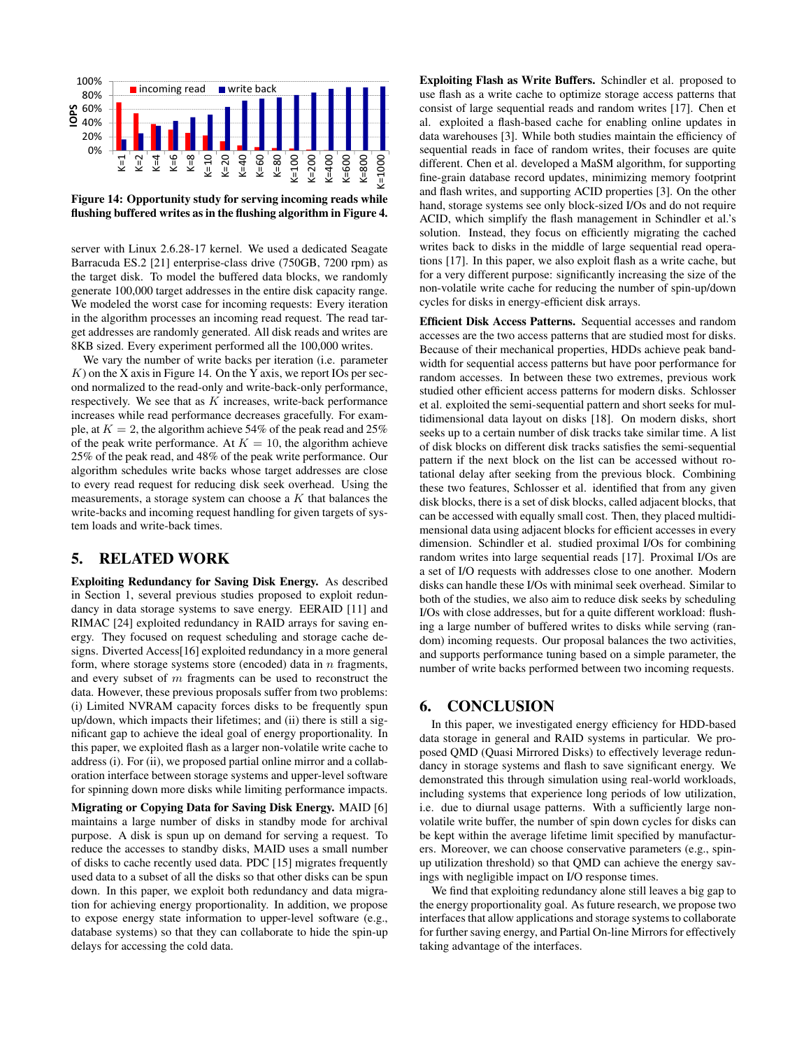100%
80%
60%
40%
20%
0%

IOPS

incoming read   write back

K=1 K=2 K=4 K=6 K=8 K=10 K=20 K=40 K=60 K=80 K=100 K=200 K=400 K=600 K=800 K=1000

**Figure 14: Opportunity study for serving incoming reads while flushing buffered writes as in the flushing algorithm in Figure 4.**

server with Linux 2.6.28-17 kernel. We used a dedicated Seagate Barracuda ES.2 [21] enterprise-class drive (750GB, 7200 rpm) as the target disk. To model the buffered data blocks, we randomly generate 100,000 target addresses in the entire disk capacity range. We modeled the worst case for incoming requests: Every iteration in the algorithm processes an incoming read request. The read target addresses are randomly generated. All disk reads and writes are 8KB sized. Every experiment performed all the 100,000 writes.

We vary the number of write backs per iteration (i.e. parameter $K$) on the X axis in Figure 14. On the Y axis, we report IOs per second normalized to the read-only and write-back-only performance, respectively. We see that as $K$ increases, write-back performance increases while read performance decreases gracefully. For example, at $K = 2$, the algorithm achieve 54% of the peak read and 25% of the peak write performance. At $K = 10$, the algorithm achieve 25% of the peak read, and 48% of the peak write performance. Our algorithm schedules write backs whose target addresses are close to every read request for reducing disk seek overhead. Using the measurements, a storage system can choose a $K$ that balances the write-backs and incoming request handling for given targets of system loads and write-back times.

## 5. RELATED WORK

**Exploiting Redundancy for Saving Disk Energy.** As described in Section 1, several previous studies proposed to exploit redundancy in data storage systems to save energy. EERAID [11] and RIMAC [24] exploited redundancy in RAID arrays for saving energy. They focused on request scheduling and storage cache designs. Diverted Access[16] exploited redundancy in a more general form, where storage systems store (encoded) data in $n$ fragments, and every subset of $m$ fragments can be used to reconstruct the data. However, these previous proposals suffer from two problems: (i) Limited NVRAM capacity forces disks to be frequently spun up/down, which impacts their lifetimes; and (ii) there is still a significant gap to achieve the ideal goal of energy proportionality. In this paper, we exploited flash as a larger non-volatile write cache to address (i). For (ii), we proposed partial online mirror and a collaboration interface between storage systems and upper-level software for spinning down more disks while limiting performance impacts.

**Migrating or Copying Data for Saving Disk Energy.** MAID [6] maintains a large number of disks in standby mode for archival purpose. A disk is spun up on demand for serving a request. To reduce the accesses to standby disks, MAID uses a small number of disks to cache recently used data. PDC [15] migrates frequently used data to a subset of all the disks so that other disks can be spun down. In this paper, we exploit both redundancy and data migration for achieving energy proportionality. In addition, we propose to expose energy state information to upper-level software (e.g., database systems) so that they can collaborate to hide the spin-up delays for accessing the cold data.

**Exploiting Flash as Write Buffers.** Schindler et al. proposed to use flash as a write cache to optimize storage access patterns that consist of large sequential reads and random writes [17]. Chen et al. exploited a flash-based cache for enabling online updates in data warehouses [3]. While both studies maintain the efficiency of sequential reads in face of random writes, their focuses are quite different. Chen et al. developed a MaSM algorithm, for supporting fine-grain database record updates, minimizing memory footprint and flash writes, and supporting ACID properties [3]. On the other hand, storage systems see only block-sized I/Os and do not require ACID, which simplify the flash management in Schindler et al.'s solution. Instead, they focus on efficiently migrating the cached writes back to disks in the middle of large sequential read operations [17]. In this paper, we also exploit flash as a write cache, but for a very different purpose: significantly increasing the size of the non-volatile write cache for reducing the number of spin-up/down cycles for disks in energy-efficient disk arrays.

**Efficient Disk Access Patterns.** Sequential accesses and random accesses are the two access patterns that are studied most for disks. Because of their mechanical properties, HDDs achieve peak bandwidth for sequential access patterns but have poor performance for random accesses. In between these two extremes, previous work studied other efficient access patterns for modern disks. Schlosser et al. exploited the semi-sequential pattern and short seeks for multidimensional data layout on disks [18]. On modern disks, short seeks up to a certain number of disk tracks take similar time. A list of disk blocks on different disk tracks satisfies the semi-sequential pattern if the next block on the list can be accessed without rotational delay after seeking from the previous block. Combining these two features, Schlosser et al. identified that from any given disk blocks, there is a set of disk blocks, called adjacent blocks, that can be accessed with equally small cost. Then, they placed multidimensional data using adjacent blocks for efficient accesses in every dimension. Schindler et al. studied proximal I/Os for combining random writes into large sequential reads [17]. Proximal I/Os are a set of I/O requests with addresses close to one another. Modern disks can handle these I/Os with minimal seek overhead. Similar to both of the studies, we also aim to reduce disk seeks by scheduling I/Os with close addresses, but for a quite different workload: flushing a large number of buffered writes to disks while serving (random) incoming requests. Our proposal balances the two activities, and supports performance tuning based on a simple parameter, the number of write backs performed between two incoming requests.

## 6. CONCLUSION

In this paper, we investigated energy efficiency for HDD-based data storage in general and RAID systems in particular. We proposed QMD (Quasi Mirrored Disks) to effectively leverage redundancy in storage systems and flash to save significant energy. We demonstrated this through simulation using real-world workloads, including systems that experience long periods of low utilization, i.e. due to diurnal usage patterns. With a sufficiently large non-volatile write buffer, the number of spin down cycles for disks can be kept within the average lifetime limit specified by manufacturers. Moreover, we can choose conservative parameters (e.g., spin-up utilization threshold) so that QMD can achieve the energy savings with negligible impact on I/O response times.

We find that exploiting redundancy alone still leaves a big gap to the energy proportionality goal. As future research, we propose two interfaces that allow applications and storage systems to collaborate for further saving energy, and Partial On-line Mirrors for effectively taking advantage of the interfaces.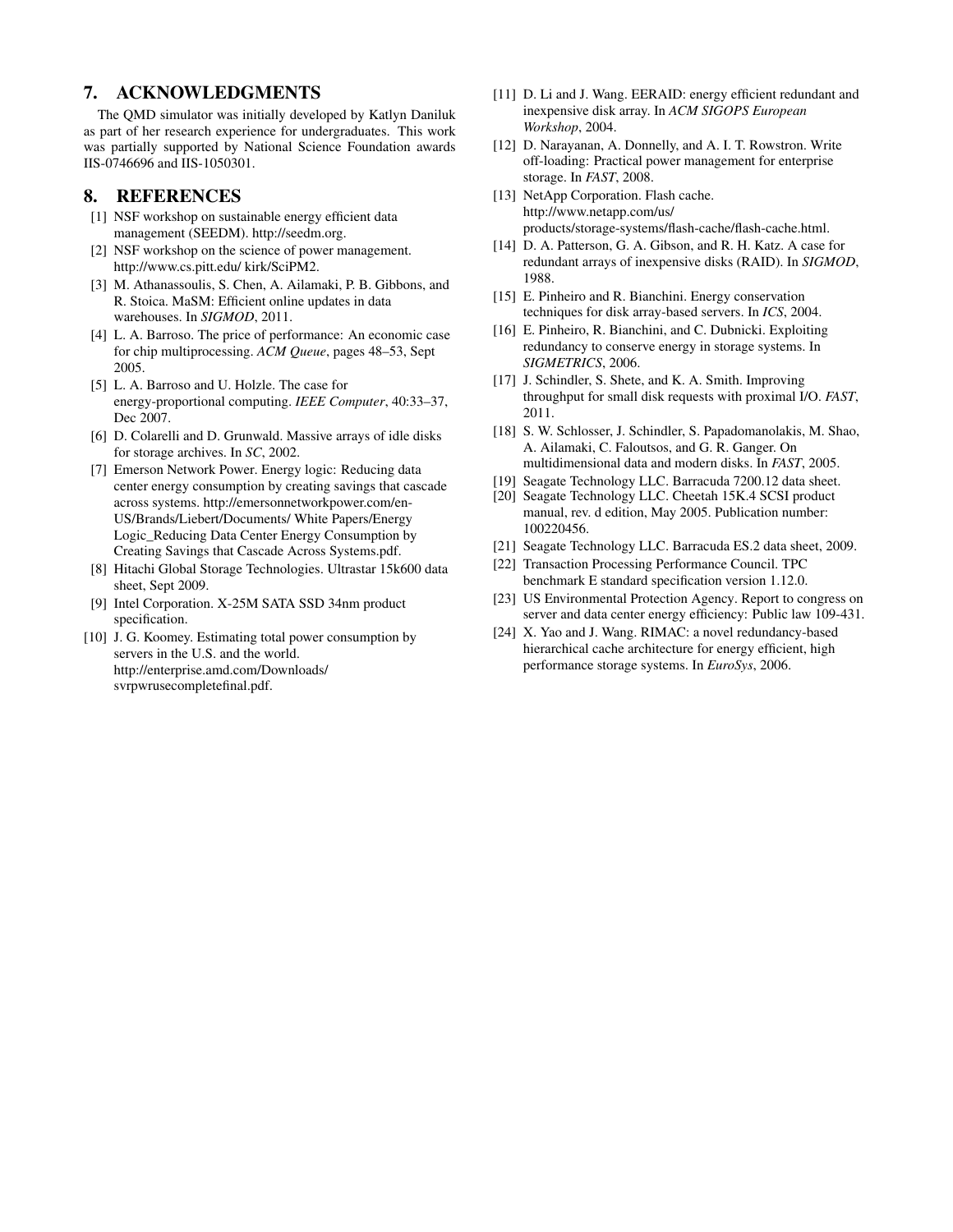## 7. ACKNOWLEDGMENTS

The QMD simulator was initially developed by Katlyn Daniluk as part of her research experience for undergraduates. This work was partially supported by National Science Foundation awards IIS-0746696 and IIS-1050301.

## 8. REFERENCES

[1] NSF workshop on sustainable energy efficient data management (SEEDM). http://seedm.org.

[2] NSF workshop on the science of power management. http://www.cs.pitt.edu/ kirk/SciPM2.

[3] M. Athanassoulis, S. Chen, A. Ailamaki, P. B. Gibbons, and R. Stoica. MaSM: Efficient online updates in data warehouses. In *SIGMOD*, 2011.

[4] L. A. Barroso. The price of performance: An economic case for chip multiprocessing. *ACM Queue*, pages 48–53, Sept 2005.

[5] L. A. Barroso and U. Holzle. The case for energy-proportional computing. *IEEE Computer*, 40:33–37, Dec 2007.

[6] D. Colarelli and D. Grunwald. Massive arrays of idle disks for storage archives. In *SC*, 2002.

[7] Emerson Network Power. Energy logic: Reducing data center energy consumption by creating savings that cascade across systems. http://emersonnetworkpower.com/en-US/Brands/Liebert/Documents/ White Papers/Energy Logic_Reducing Data Center Energy Consumption by Creating Savings that Cascade Across Systems.pdf.

[8] Hitachi Global Storage Technologies. Ultrastar 15k600 data sheet, Sept 2009.

[9] Intel Corporation. X-25M SATA SSD 34nm product specification.

[10] J. G. Koomey. Estimating total power consumption by servers in the U.S. and the world. http://enterprise.amd.com/Downloads/ svrpwrusecompletefinal.pdf.

[11] D. Li and J. Wang. EERAID: energy efficient redundant and inexpensive disk array. In *ACM SIGOPS European Workshop*, 2004.

[12] D. Narayanan, A. Donnelly, and A. I. T. Rowstron. Write off-loading: Practical power management for enterprise storage. In *FAST*, 2008.

[13] NetApp Corporation. Flash cache. http://www.netapp.com/us/ products/storage-systems/flash-cache/flash-cache.html.

[14] D. A. Patterson, G. A. Gibson, and R. H. Katz. A case for redundant arrays of inexpensive disks (RAID). In *SIGMOD*, 1988.

[15] E. Pinheiro and R. Bianchini. Energy conservation techniques for disk array-based servers. In *ICS*, 2004.

[16] E. Pinheiro, R. Bianchini, and C. Dubnicki. Exploiting redundancy to conserve energy in storage systems. In *SIGMETRICS*, 2006.

[17] J. Schindler, S. Shete, and K. A. Smith. Improving throughput for small disk requests with proximal I/O. *FAST*, 2011.

[18] S. W. Schlosser, J. Schindler, S. Papadomanolakis, M. Shao, A. Ailamaki, C. Faloutsos, and G. R. Ganger. On multidimensional data and modern disks. In *FAST*, 2005.

[19] Seagate Technology LLC. Barracuda 7200.12 data sheet.

[20] Seagate Technology LLC. Cheetah 15K.4 SCSI product manual, rev. d edition, May 2005. Publication number: 100220456.

[21] Seagate Technology LLC. Barracuda ES.2 data sheet, 2009.

[22] Transaction Processing Performance Council. TPC benchmark E standard specification version 1.12.0.

[23] US Environmental Protection Agency. Report to congress on server and data center energy efficiency: Public law 109-431.

[24] X. Yao and J. Wang. RIMAC: a novel redundancy-based hierarchical cache architecture for energy efficient, high performance storage systems. In *EuroSys*, 2006.